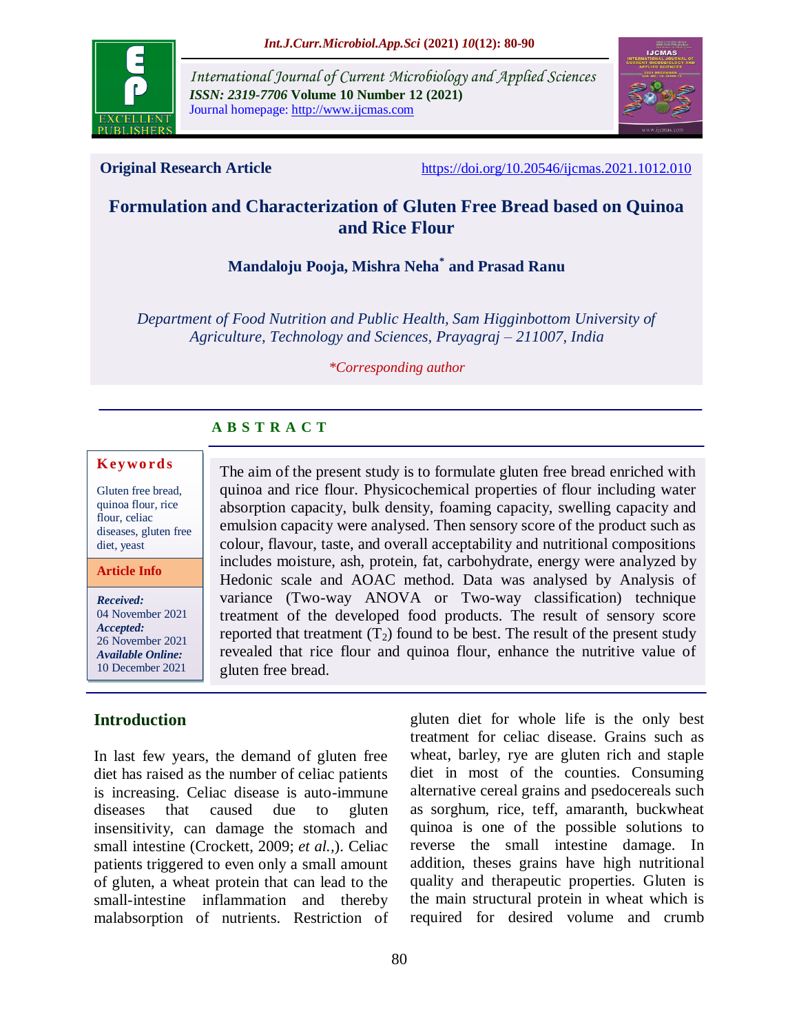**Original Research Article** https://doi.org/10.20546/ijcmas.2021.1012.010

# Formulation and Characterization of Gluten Free Bread based on Quinoa and Rice Flour

**Mandaloju Pooja, Mishra Neha* and Prasad Ranu**

*Department of Food Nutrition and Public Health, Sam Higginbottom University of Agriculture, Technology and Sciences, Prayagraj – 211007, India*

*\*Corresponding author*

## A B S T R A C T

**Keywords**

Gluten free bread, quinoa flour, rice flour, celiac diseases, gluten free diet, yeast

**Article Info**

***Received:*** 04 November 2021
***Accepted:*** 26 November 2021
***Available Online:*** 10 December 2021

The aim of the present study is to formulate gluten free bread enriched with quinoa and rice flour. Physicochemical properties of flour including water absorption capacity, bulk density, foaming capacity, swelling capacity and emulsion capacity were analysed. Then sensory score of the product such as colour, flavour, taste, and overall acceptability and nutritional compositions includes moisture, ash, protein, fat, carbohydrate, energy were analyzed by Hedonic scale and AOAC method. Data was analysed by Analysis of variance (Two-way ANOVA or Two-way classification) technique treatment of the developed food products. The result of sensory score reported that treatment ($T_2$) found to be best. The result of the present study revealed that rice flour and quinoa flour, enhance the nutritive value of gluten free bread.

## Introduction

In last few years, the demand of gluten free diet has raised as the number of celiac patients is increasing. Celiac disease is auto-immune diseases that caused due to gluten insensitivity, can damage the stomach and small intestine (Crockett, 2009; *et al.,*). Celiac patients triggered to even only a small amount of gluten, a wheat protein that can lead to the small-intestine inflammation and thereby malabsorption of nutrients. Restriction of gluten diet for whole life is the only best treatment for celiac disease. Grains such as wheat, barley, rye are gluten rich and staple diet in most of the counties. Consuming alternative cereal grains and psedocereals such as sorghum, rice, teff, amaranth, buckwheat quinoa is one of the possible solutions to reverse the small intestine damage. In addition, theses grains have high nutritional quality and therapeutic properties. Gluten is the main structural protein in wheat which is required for desired volume and crumb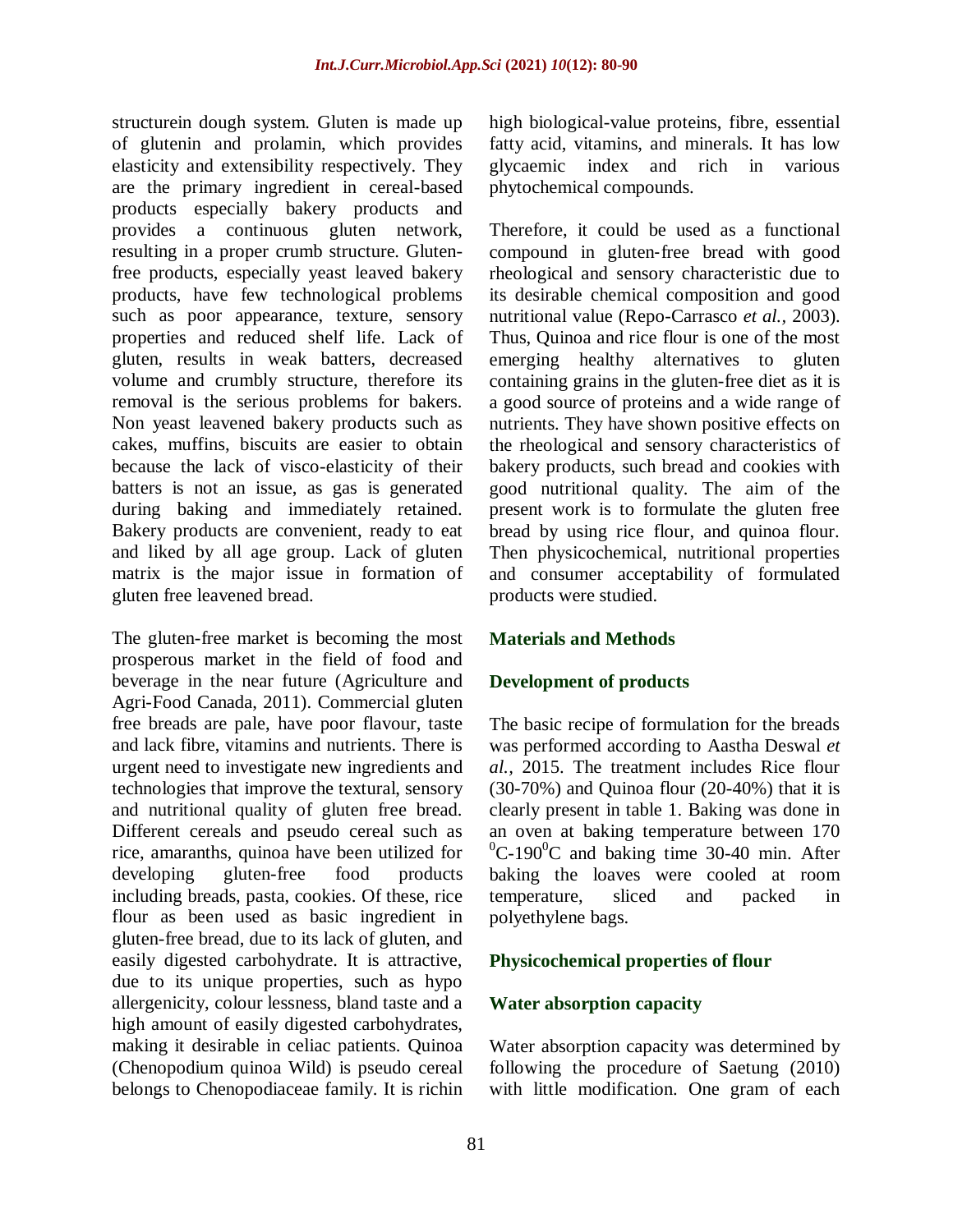structurein dough system. Gluten is made up of glutenin and prolamin, which provides elasticity and extensibility respectively. They are the primary ingredient in cereal-based products especially bakery products and provides a continuous gluten network, resulting in a proper crumb structure. Gluten-free products, especially yeast leaved bakery products, have few technological problems such as poor appearance, texture, sensory properties and reduced shelf life. Lack of gluten, results in weak batters, decreased volume and crumbly structure, therefore its removal is the serious problems for bakers. Non yeast leavened bakery products such as cakes, muffins, biscuits are easier to obtain because the lack of visco-elasticity of their batters is not an issue, as gas is generated during baking and immediately retained. Bakery products are convenient, ready to eat and liked by all age group. Lack of gluten matrix is the major issue in formation of gluten free leavened bread.

The gluten-free market is becoming the most prosperous market in the field of food and beverage in the near future (Agriculture and Agri-Food Canada, 2011). Commercial gluten free breads are pale, have poor flavour, taste and lack fibre, vitamins and nutrients. There is urgent need to investigate new ingredients and technologies that improve the textural, sensory and nutritional quality of gluten free bread. Different cereals and pseudo cereal such as rice, amaranths, quinoa have been utilized for developing gluten-free food products including breads, pasta, cookies. Of these, rice flour as been used as basic ingredient in gluten-free bread, due to its lack of gluten, and easily digested carbohydrate. It is attractive, due to its unique properties, such as hypo allergenicity, colour lessness, bland taste and a high amount of easily digested carbohydrates, making it desirable in celiac patients. Quinoa (Chenopodium quinoa Wild) is pseudo cereal belongs to Chenopodiaceae family. It is richin high biological-value proteins, fibre, essential fatty acid, vitamins, and minerals. It has low glycaemic index and rich in various phytochemical compounds.

Therefore, it could be used as a functional compound in gluten-free bread with good rheological and sensory characteristic due to its desirable chemical composition and good nutritional value (Repo-Carrasco *et al.,* 2003). Thus, Quinoa and rice flour is one of the most emerging healthy alternatives to gluten containing grains in the gluten-free diet as it is a good source of proteins and a wide range of nutrients. They have shown positive effects on the rheological and sensory characteristics of bakery products, such bread and cookies with good nutritional quality. The aim of the present work is to formulate the gluten free bread by using rice flour, and quinoa flour. Then physicochemical, nutritional properties and consumer acceptability of formulated products were studied.

## Materials and Methods

### Development of products

The basic recipe of formulation for the breads was performed according to Aastha Deswal *et al.,* 2015. The treatment includes Rice flour (30-70%) and Quinoa flour (20-40%) that it is clearly present in table 1. Baking was done in an oven at baking temperature between 170 $^{0}$C-190$^{0}$C and baking time 30-40 min. After baking the loaves were cooled at room temperature, sliced and packed in polyethylene bags.

### Physicochemical properties of flour

### Water absorption capacity

Water absorption capacity was determined by following the procedure of Saetung (2010) with little modification. One gram of each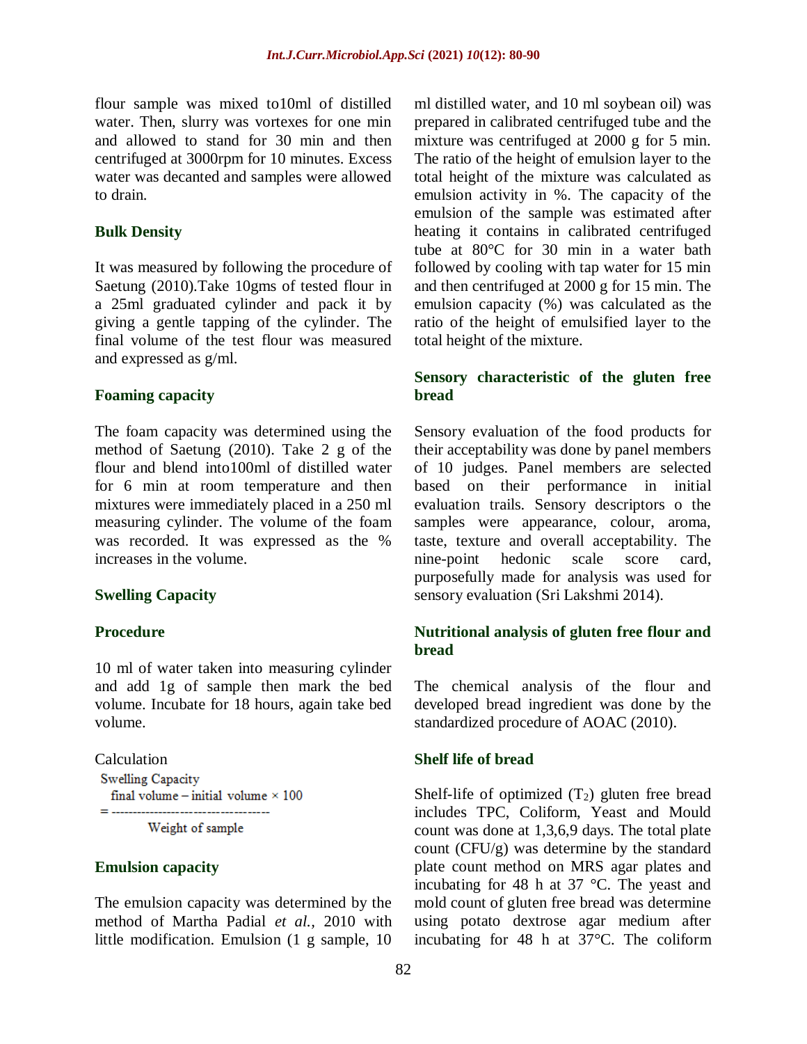flour sample was mixed to10ml of distilled water. Then, slurry was vortexes for one min and allowed to stand for 30 min and then centrifuged at 3000rpm for 10 minutes. Excess water was decanted and samples were allowed to drain.

### Bulk Density

It was measured by following the procedure of Saetung (2010).Take 10gms of tested flour in a 25ml graduated cylinder and pack it by giving a gentle tapping of the cylinder. The final volume of the test flour was measured and expressed as g/ml.

### Foaming capacity

The foam capacity was determined using the method of Saetung (2010). Take 2 g of the flour and blend into100ml of distilled water for 6 min at room temperature and then mixtures were immediately placed in a 250 ml measuring cylinder. The volume of the foam was recorded. It was expressed as the % increases in the volume.

### Swelling Capacity

### Procedure

10 ml of water taken into measuring cylinder and add 1g of sample then mark the bed volume. Incubate for 18 hours, again take bed volume.

Calculation

$$\text{Swelling Capacity} = \frac{\text{final volume} - \text{initial volume} \times 100}{\text{Weight of sample}}$$

### Emulsion capacity

The emulsion capacity was determined by the method of Martha Padial *et al.,* 2010 with little modification. Emulsion (1 g sample, 10 ml distilled water, and 10 ml soybean oil) was prepared in calibrated centrifuged tube and the mixture was centrifuged at 2000 g for 5 min. The ratio of the height of emulsion layer to the total height of the mixture was calculated as emulsion activity in %. The capacity of the emulsion of the sample was estimated after heating it contains in calibrated centrifuged tube at 80°C for 30 min in a water bath followed by cooling with tap water for 15 min and then centrifuged at 2000 g for 15 min. The emulsion capacity (%) was calculated as the ratio of the height of emulsified layer to the total height of the mixture.

### Sensory characteristic of the gluten free bread

Sensory evaluation of the food products for their acceptability was done by panel members of 10 judges. Panel members are selected based on their performance in initial evaluation trails. Sensory descriptors o the samples were appearance, colour, aroma, taste, texture and overall acceptability. The nine-point hedonic scale score card, purposefully made for analysis was used for sensory evaluation (Sri Lakshmi 2014).

### Nutritional analysis of gluten free flour and bread

The chemical analysis of the flour and developed bread ingredient was done by the standardized procedure of AOAC (2010).

### Shelf life of bread

Shelf-life of optimized ($T_2$) gluten free bread includes TPC, Coliform, Yeast and Mould count was done at 1,3,6,9 days. The total plate count (CFU/g) was determine by the standard plate count method on MRS agar plates and incubating for 48 h at 37 °C. The yeast and mold count of gluten free bread was determine using potato dextrose agar medium after incubating for 48 h at 37°C. The coliform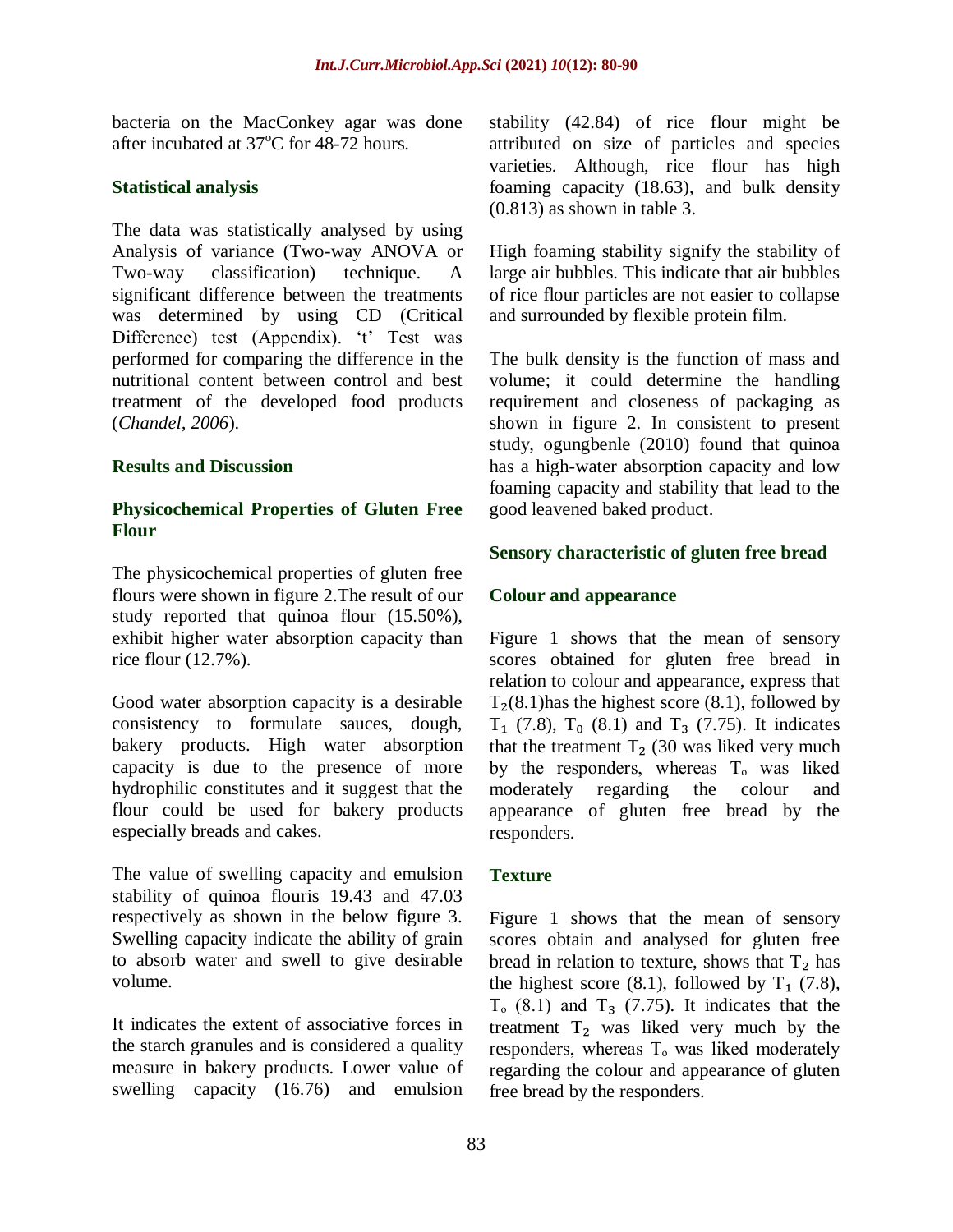bacteria on the MacConkey agar was done after incubated at 37°C for 48-72 hours.

## Statistical analysis

The data was statistically analysed by using Analysis of variance (Two-way ANOVA or Two-way classification) technique. A significant difference between the treatments was determined by using CD (Critical Difference) test (Appendix). 't' Test was performed for comparing the difference in the nutritional content between control and best treatment of the developed food products (*Chandel, 2006*).

## Results and Discussion

### Physicochemical Properties of Gluten Free Flour

The physicochemical properties of gluten free flours were shown in figure 2.The result of our study reported that quinoa flour (15.50%), exhibit higher water absorption capacity than rice flour (12.7%).

Good water absorption capacity is a desirable consistency to formulate sauces, dough, bakery products. High water absorption capacity is due to the presence of more hydrophilic constitutes and it suggest that the flour could be used for bakery products especially breads and cakes.

The value of swelling capacity and emulsion stability of quinoa flouris 19.43 and 47.03 respectively as shown in the below figure 3. Swelling capacity indicate the ability of grain to absorb water and swell to give desirable volume.

It indicates the extent of associative forces in the starch granules and is considered a quality measure in bakery products. Lower value of swelling capacity (16.76) and emulsion stability (42.84) of rice flour might be attributed on size of particles and species varieties. Although, rice flour has high foaming capacity (18.63), and bulk density (0.813) as shown in table 3.

High foaming stability signify the stability of large air bubbles. This indicate that air bubbles of rice flour particles are not easier to collapse and surrounded by flexible protein film.

The bulk density is the function of mass and volume; it could determine the handling requirement and closeness of packaging as shown in figure 2. In consistent to present study, ogungbenle (2010) found that quinoa has a high-water absorption capacity and low foaming capacity and stability that lead to the good leavened baked product.

### Sensory characteristic of gluten free bread

### Colour and appearance

Figure 1 shows that the mean of sensory scores obtained for gluten free bread in relation to colour and appearance, express that $T_2$(8.1)has the highest score (8.1), followed by $T_1$ (7.8), $T_0$ (8.1) and $T_3$ (7.75). It indicates that the treatment $T_2$ (30 was liked very much by the responders, whereas $T_o$ was liked moderately regarding the colour and appearance of gluten free bread by the responders.

### Texture

Figure 1 shows that the mean of sensory scores obtain and analysed for gluten free bread in relation to texture, shows that $T_2$ has the highest score (8.1), followed by $T_1$ (7.8), $T_o$ (8.1) and $T_3$ (7.75). It indicates that the treatment $T_2$ was liked very much by the responders, whereas $T_o$ was liked moderately regarding the colour and appearance of gluten free bread by the responders.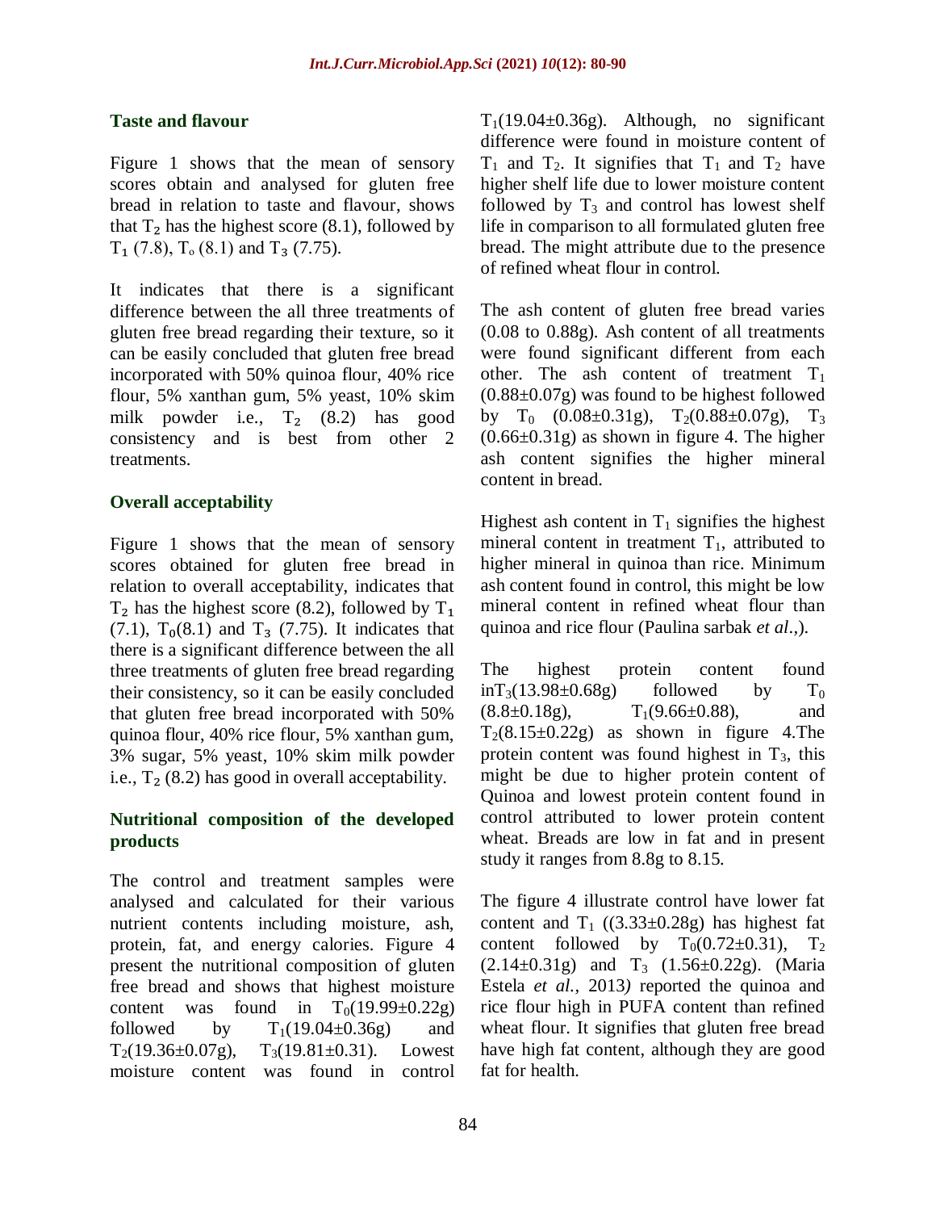### Taste and flavour

Figure 1 shows that the mean of sensory scores obtain and analysed for gluten free bread in relation to taste and flavour, shows that $T_2$ has the highest score (8.1), followed by $T_1$ (7.8), $T_o$ (8.1) and $T_3$ (7.75).

It indicates that there is a significant difference between the all three treatments of gluten free bread regarding their texture, so it can be easily concluded that gluten free bread incorporated with 50% quinoa flour, 40% rice flour, 5% xanthan gum, 5% yeast, 10% skim milk powder i.e., $T_2$ (8.2) has good consistency and is best from other 2 treatments.

### Overall acceptability

Figure 1 shows that the mean of sensory scores obtained for gluten free bread in relation to overall acceptability, indicates that $T_2$ has the highest score (8.2), followed by $T_1$ (7.1), $T_0$(8.1) and $T_3$ (7.75). It indicates that there is a significant difference between the all three treatments of gluten free bread regarding their consistency, so it can be easily concluded that gluten free bread incorporated with 50% quinoa flour, 40% rice flour, 5% xanthan gum, 3% sugar, 5% yeast, 10% skim milk powder i.e., $T_2$ (8.2) has good in overall acceptability.

### Nutritional composition of the developed products

The control and treatment samples were analysed and calculated for their various nutrient contents including moisture, ash, protein, fat, and energy calories. Figure 4 present the nutritional composition of gluten free bread and shows that highest moisture content was found in $T_0$(19.99±0.22g) followed by $T_1$(19.04±0.36g) and $T_2$(19.36±0.07g), $T_3$(19.81±0.31). Lowest moisture content was found in control $T_1$(19.04±0.36g). Although, no significant difference were found in moisture content of $T_1$ and $T_2$. It signifies that $T_1$ and $T_2$ have higher shelf life due to lower moisture content followed by $T_3$ and control has lowest shelf life in comparison to all formulated gluten free bread. The might attribute due to the presence of refined wheat flour in control.

The ash content of gluten free bread varies (0.08 to 0.88g). Ash content of all treatments were found significant different from each other. The ash content of treatment $T_1$ (0.88±0.07g) was found to be highest followed by $T_0$ (0.08±0.31g), $T_2$(0.88±0.07g), $T_3$ (0.66±0.31g) as shown in figure 4. The higher ash content signifies the higher mineral content in bread.

Highest ash content in $T_1$ signifies the highest mineral content in treatment $T_1$, attributed to higher mineral in quinoa than rice. Minimum ash content found in control, this might be low mineral content in refined wheat flour than quinoa and rice flour (Paulina sarbak *et al*.,).

The highest protein content found in$T_3$(13.98±0.68g) followed by $T_0$ (8.8±0.18g), $T_1$(9.66±0.88), and $T_2$(8.15±0.22g) as shown in figure 4.The protein content was found highest in $T_3$, this might be due to higher protein content of Quinoa and lowest protein content found in control attributed to lower protein content wheat. Breads are low in fat and in present study it ranges from 8.8g to 8.15.

The figure 4 illustrate control have lower fat content and $T_1$ ((3.33±0.28g) has highest fat content followed by $T_0$(0.72±0.31), $T_2$ (2.14±0.31g) and $T_3$ (1.56±0.22g). (Maria Estela *et al.,* 2013*)* reported the quinoa and rice flour high in PUFA content than refined wheat flour. It signifies that gluten free bread have high fat content, although they are good fat for health.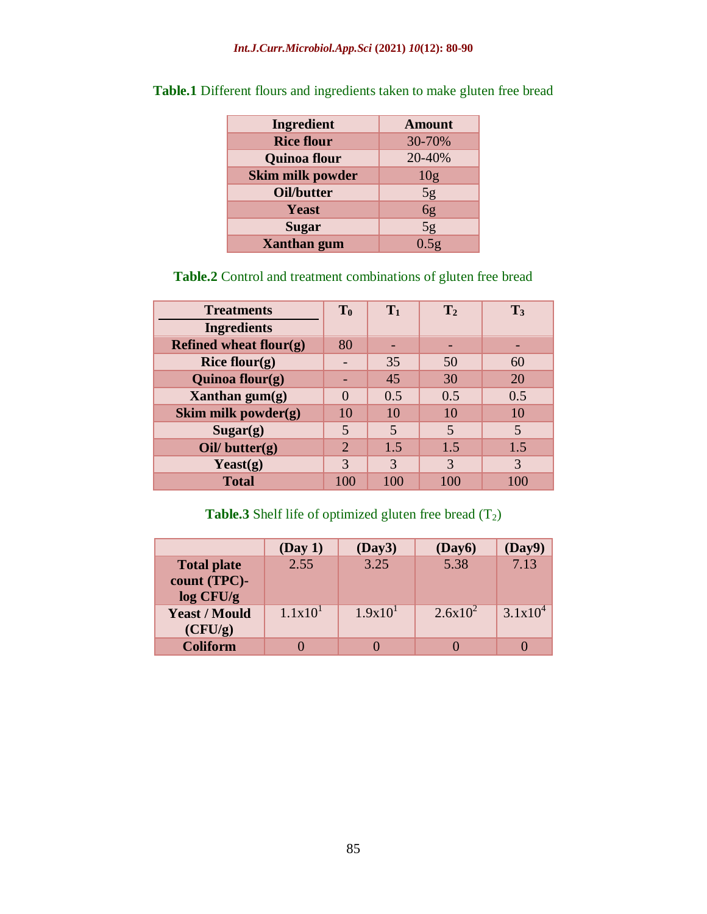**Table.1** Different flours and ingredients taken to make gluten free bread

| Ingredient | Amount |
|---|---|
| **Rice flour** | 30-70% |
| **Quinoa flour** | 20-40% |
| **Skim milk powder** | 10g |
| **Oil/butter** | 5g |
| **Yeast** | 6g |
| **Sugar** | 5g |
| **Xanthan gum** | 0.5g |

**Table.2** Control and treatment combinations of gluten free bread

| Treatments / Ingredients | $T_0$ | $T_1$ | $T_2$ | $T_3$ |
|---|---|---|---|---|
| **Refined wheat flour(g)** | 80 | - | - | - |
| **Rice flour(g)** | - | 35 | 50 | 60 |
| **Quinoa flour(g)** | - | 45 | 30 | 20 |
| **Xanthan gum(g)** | 0 | 0.5 | 0.5 | 0.5 |
| **Skim milk powder(g)** | 10 | 10 | 10 | 10 |
| **Sugar(g)** | 5 | 5 | 5 | 5 |
| **Oil/ butter(g)** | 2 | 1.5 | 1.5 | 1.5 |
| **Yeast(g)** | 3 | 3 | 3 | 3 |
| **Total** | 100 | 100 | 100 | 100 |

**Table.3** Shelf life of optimized gluten free bread ($T_2$)

| | (Day 1) | (Day3) | (Day6) | (Day9) |
|---|---|---|---|---|
| **Total plate count (TPC)- log CFU/g** | 2.55 | 3.25 | 5.38 | 7.13 |
| **Yeast / Mould (CFU/g)** | $1.1 \times 10^{1}$ | $1.9 \times 10^{1}$ | $2.6 \times 10^{2}$ | $3.1 \times 10^{4}$ |
| **Coliform** | 0 | 0 | 0 | 0 |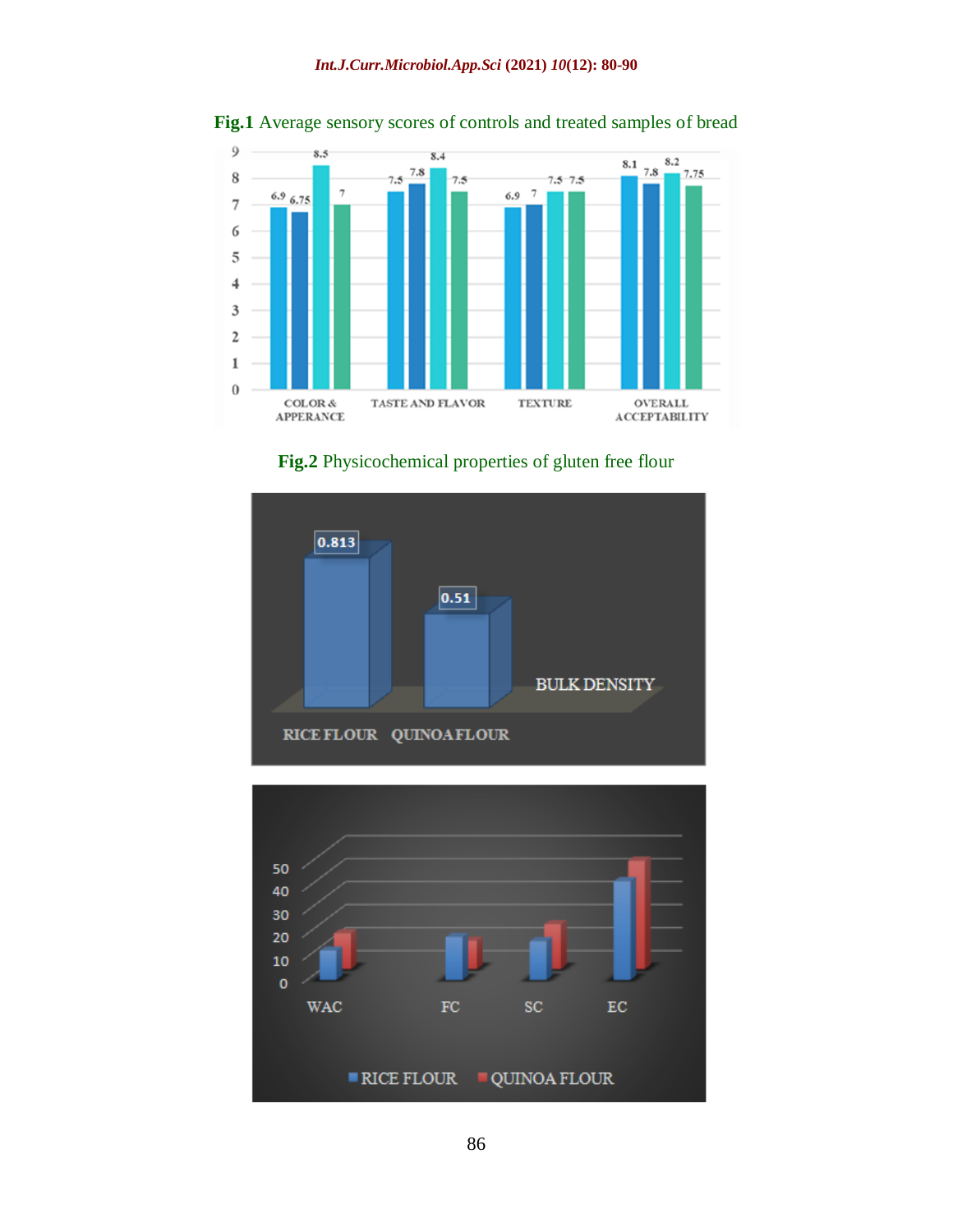**Fig.1** Average sensory scores of controls and treated samples of bread

**Fig.2** Physicochemical properties of gluten free flour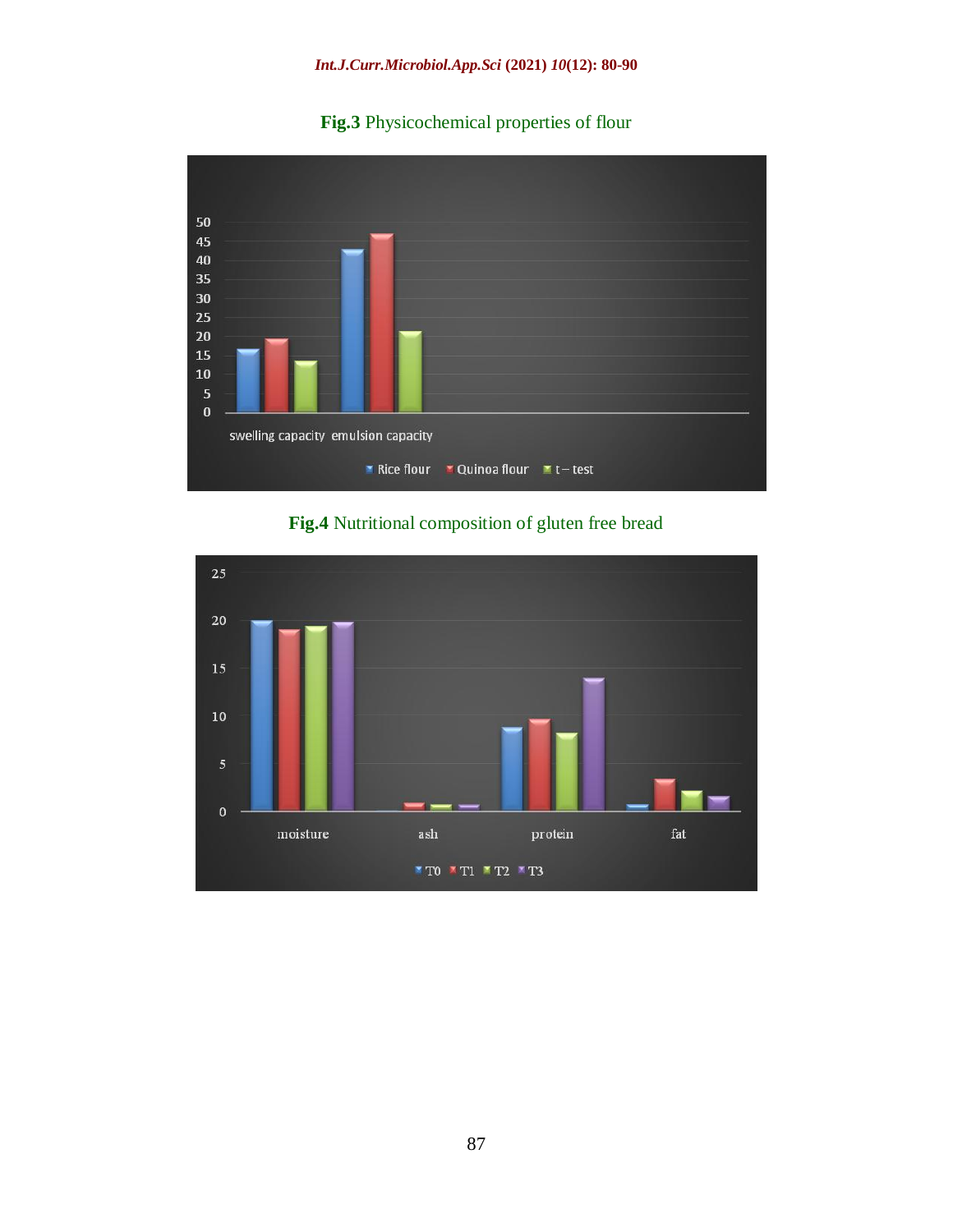**Fig.3** Physicochemical properties of flour

**Fig.4** Nutritional composition of gluten free bread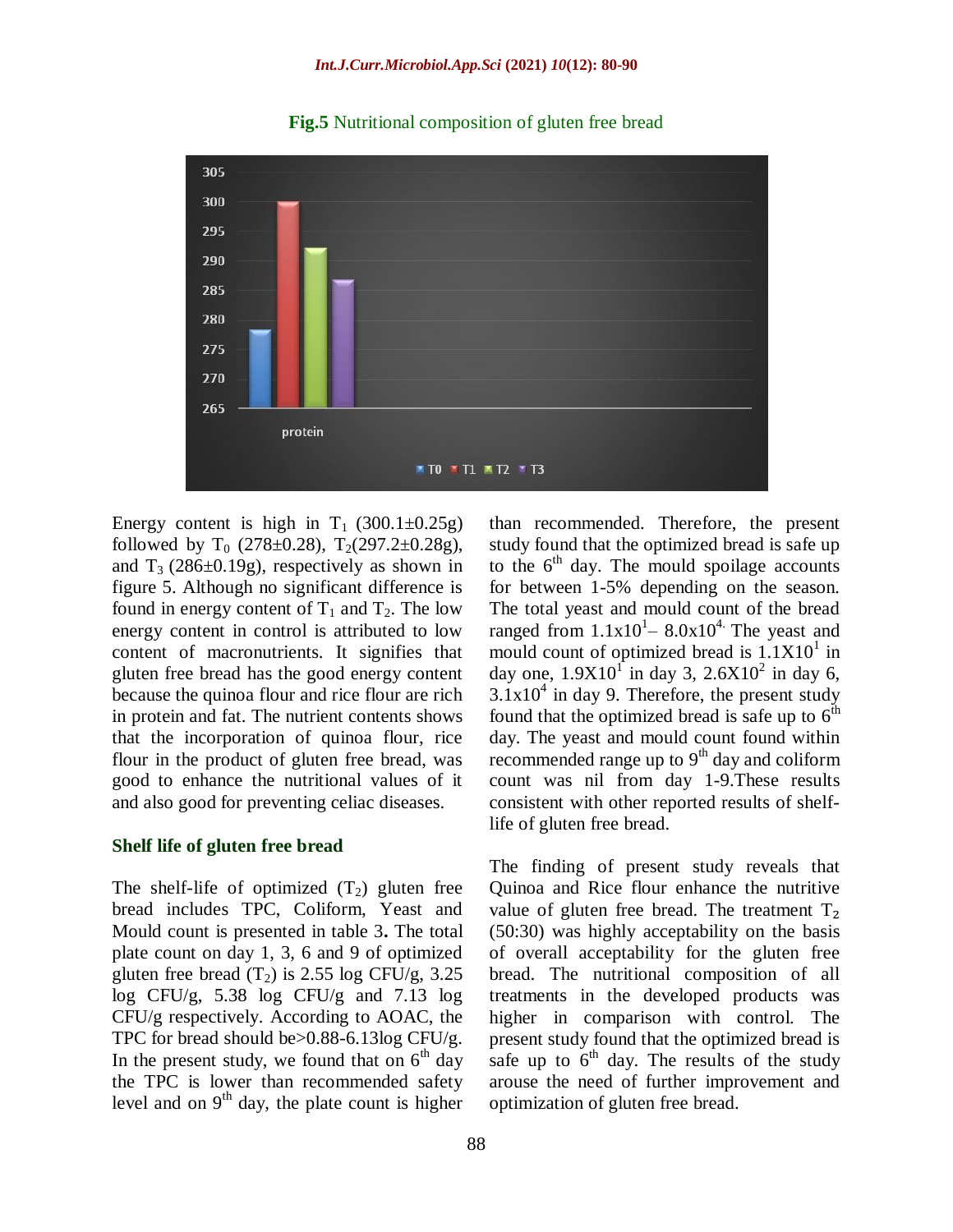**Fig.5** Nutritional composition of gluten free bread

Energy content is high in $T_1$ (300.1±0.25g) followed by $T_0$ (278±0.28), $T_2$(297.2±0.28g), and $T_3$ (286±0.19g), respectively as shown in figure 5. Although no significant difference is found in energy content of $T_1$ and $T_2$. The low energy content in control is attributed to low content of macronutrients. It signifies that gluten free bread has the good energy content because the quinoa flour and rice flour are rich in protein and fat. The nutrient contents shows that the incorporation of quinoa flour, rice flour in the product of gluten free bread, was good to enhance the nutritional values of it and also good for preventing celiac diseases.

## Shelf life of gluten free bread

The shelf-life of optimized ($T_2$) gluten free bread includes TPC, Coliform, Yeast and Mould count is presented in table 3**.** The total plate count on day 1, 3, 6 and 9 of optimized gluten free bread ($T_2$) is 2.55 log CFU/g, 3.25 log CFU/g, 5.38 log CFU/g and 7.13 log CFU/g respectively. According to AOAC, the TPC for bread should be>0.88-6.13log CFU/g. In the present study, we found that on $6^{th}$ day the TPC is lower than recommended safety level and on $9^{th}$ day, the plate count is higher than recommended. Therefore, the present study found that the optimized bread is safe up to the $6^{th}$ day. The mould spoilage accounts for between 1-5% depending on the season. The total yeast and mould count of the bread ranged from $1.1x10^1$– $8.0x10^4$. The yeast and mould count of optimized bread is $1.1X10^1$ in day one, $1.9X10^1$ in day 3, $2.6X10^2$ in day 6, $3.1x10^4$ in day 9. Therefore, the present study found that the optimized bread is safe up to $6^{th}$ day. The yeast and mould count found within recommended range up to $9^{th}$ day and coliform count was nil from day 1-9.These results consistent with other reported results of shelf-life of gluten free bread.

The finding of present study reveals that Quinoa and Rice flour enhance the nutritive value of gluten free bread. The treatment $T_2$ (50:30) was highly acceptability on the basis of overall acceptability for the gluten free bread. The nutritional composition of all treatments in the developed products was higher in comparison with control. The present study found that the optimized bread is safe up to $6^{th}$ day. The results of the study arouse the need of further improvement and optimization of gluten free bread.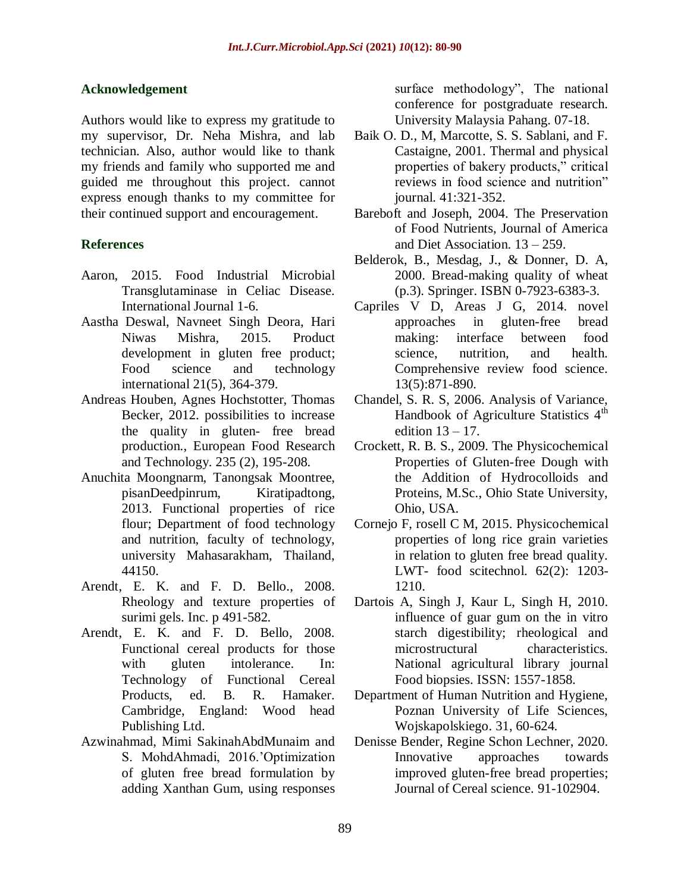## Acknowledgement

Authors would like to express my gratitude to my supervisor, Dr. Neha Mishra, and lab technician. Also, author would like to thank my friends and family who supported me and guided me throughout this project. cannot express enough thanks to my committee for their continued support and encouragement.

## References

Aaron, 2015. Food Industrial Microbial Transglutaminase in Celiac Disease. International Journal 1-6.

Aastha Deswal, Navneet Singh Deora, Hari Niwas Mishra, 2015. Product development in gluten free product; Food science and technology international 21(5), 364-379.

Andreas Houben, Agnes Hochstotter, Thomas Becker, 2012. possibilities to increase the quality in gluten- free bread production., European Food Research and Technology. 235 (2), 195-208.

Anuchita Moongnarm, Tanongsak Moontree, pisanDeedpinrum, Kiratipadtong, 2013. Functional properties of rice flour; Department of food technology and nutrition, faculty of technology, university Mahasarakham, Thailand, 44150.

Arendt, E. K. and F. D. Bello., 2008. Rheology and texture properties of surimi gels. Inc. p 491-582.

Arendt, E. K. and F. D. Bello, 2008. Functional cereal products for those with gluten intolerance. In: Technology of Functional Cereal Products, ed. B. R. Hamaker. Cambridge, England: Wood head Publishing Ltd.

Azwinahmad, Mimi SakinahAbdMunaim and S. MohdAhmadi, 2016.'Optimization of gluten free bread formulation by adding Xanthan Gum, using responses surface methodology", The national conference for postgraduate research. University Malaysia Pahang. 07-18.

Baik O. D., M, Marcotte, S. S. Sablani, and F. Castaigne, 2001. Thermal and physical properties of bakery products," critical reviews in food science and nutrition" journal. 41:321-352.

Bareboft and Joseph, 2004. The Preservation of Food Nutrients, Journal of America and Diet Association. 13 – 259.

Belderok, B., Mesdag, J., & Donner, D. A, 2000. Bread-making quality of wheat (p.3). Springer. ISBN 0-7923-6383-3.

Capriles V D, Areas J G, 2014. novel approaches in gluten-free bread making: interface between food science, nutrition, and health. Comprehensive review food science. 13(5):871-890.

Chandel, S. R. S, 2006. Analysis of Variance, Handbook of Agriculture Statistics 4th edition 13 – 17.

Crockett, R. B. S., 2009. The Physicochemical Properties of Gluten-free Dough with the Addition of Hydrocolloids and Proteins, M.Sc., Ohio State University, Ohio, USA.

Cornejo F, rosell C M, 2015. Physicochemical properties of long rice grain varieties in relation to gluten free bread quality. LWT- food scitechnol. 62(2): 1203-1210.

Dartois A, Singh J, Kaur L, Singh H, 2010. influence of guar gum on the in vitro starch digestibility; rheological and microstructural characteristics. National agricultural library journal Food biopsies. ISSN: 1557-1858.

Department of Human Nutrition and Hygiene, Poznan University of Life Sciences, Wojskapolskiego. 31, 60-624.

Denisse Bender, Regine Schon Lechner, 2020. Innovative approaches towards improved gluten-free bread properties; Journal of Cereal science. 91-102904.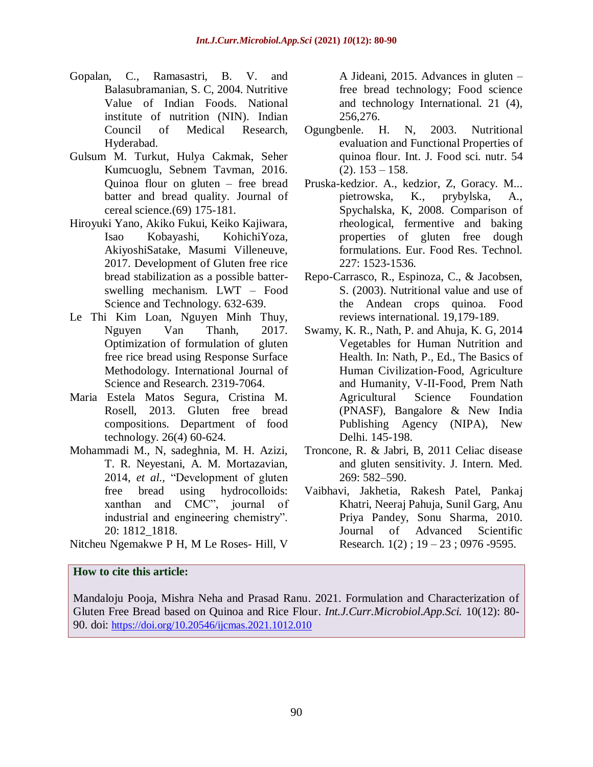Gopalan, C., Ramasastri, B. V. and Balasubramanian, S. C, 2004. Nutritive Value of Indian Foods. National institute of nutrition (NIN). Indian Council of Medical Research, Hyderabad.

Gulsum M. Turkut, Hulya Cakmak, Seher Kumcuoglu, Sebnem Tavman, 2016. Quinoa flour on gluten – free bread batter and bread quality. Journal of cereal science.(69) 175-181.

Hiroyuki Yano, Akiko Fukui, Keiko Kajiwara, Isao Kobayashi, KohichiYoza, AkiyoshiSatake, Masumi Villeneuve, 2017. Development of Gluten free rice bread stabilization as a possible batter-swelling mechanism. LWT – Food Science and Technology. 632-639.

Le Thi Kim Loan, Nguyen Minh Thuy, Nguyen Van Thanh, 2017. Optimization of formulation of gluten free rice bread using Response Surface Methodology. International Journal of Science and Research. 2319-7064.

Maria Estela Matos Segura, Cristina M. Rosell, 2013. Gluten free bread compositions. Department of food technology. 26(4) 60-624.

Mohammadi M., N, sadeghnia, M. H. Azizi, T. R. Neyestani, A. M. Mortazavian, 2014, *et al.,* "Development of gluten free bread using hydrocolloids: xanthan and CMC", journal of industrial and engineering chemistry". 20: 1812_1818.

Nitcheu Ngemakwe P H, M Le Roses- Hill, V A Jideani, 2015. Advances in gluten – free bread technology; Food science and technology International. 21 (4), 256,276.

Ogungbenle. H. N, 2003. Nutritional evaluation and Functional Properties of quinoa flour. Int. J. Food sci. nutr. 54 (2). 153 – 158.

Pruska-kedzior. A., kedzior, Z, Goracy. M... pietrowska, K., prybylska, A., Spychalska, K, 2008. Comparison of rheological, fermentive and baking properties of gluten free dough formulations. Eur. Food Res. Technol. 227: 1523-1536.

Repo-Carrasco, R., Espinoza, C., & Jacobsen, S. (2003). Nutritional value and use of the Andean crops quinoa. Food reviews international. 19,179-189.

Swamy, K. R., Nath, P. and Ahuja, K. G, 2014 Vegetables for Human Nutrition and Health. In: Nath, P., Ed., The Basics of Human Civilization-Food, Agriculture and Humanity, V-II-Food, Prem Nath Agricultural Science Foundation (PNASF), Bangalore & New India Publishing Agency (NIPA), New Delhi. 145-198.

Troncone, R. & Jabri, B, 2011 Celiac disease and gluten sensitivity. J. Intern. Med. 269: 582–590.

Vaibhavi, Jakhetia, Rakesh Patel, Pankaj Khatri, Neeraj Pahuja, Sunil Garg, Anu Priya Pandey, Sonu Sharma, 2010. Journal of Advanced Scientific Research. 1(2) ; 19 – 23 ; 0976 -9595.

**How to cite this article:**

Mandaloju Pooja, Mishra Neha and Prasad Ranu. 2021. Formulation and Characterization of Gluten Free Bread based on Quinoa and Rice Flour. *Int.J.Curr.Microbiol.App.Sci.* 10(12): 80-90. doi: https://doi.org/10.20546/ijcmas.2021.1012.010